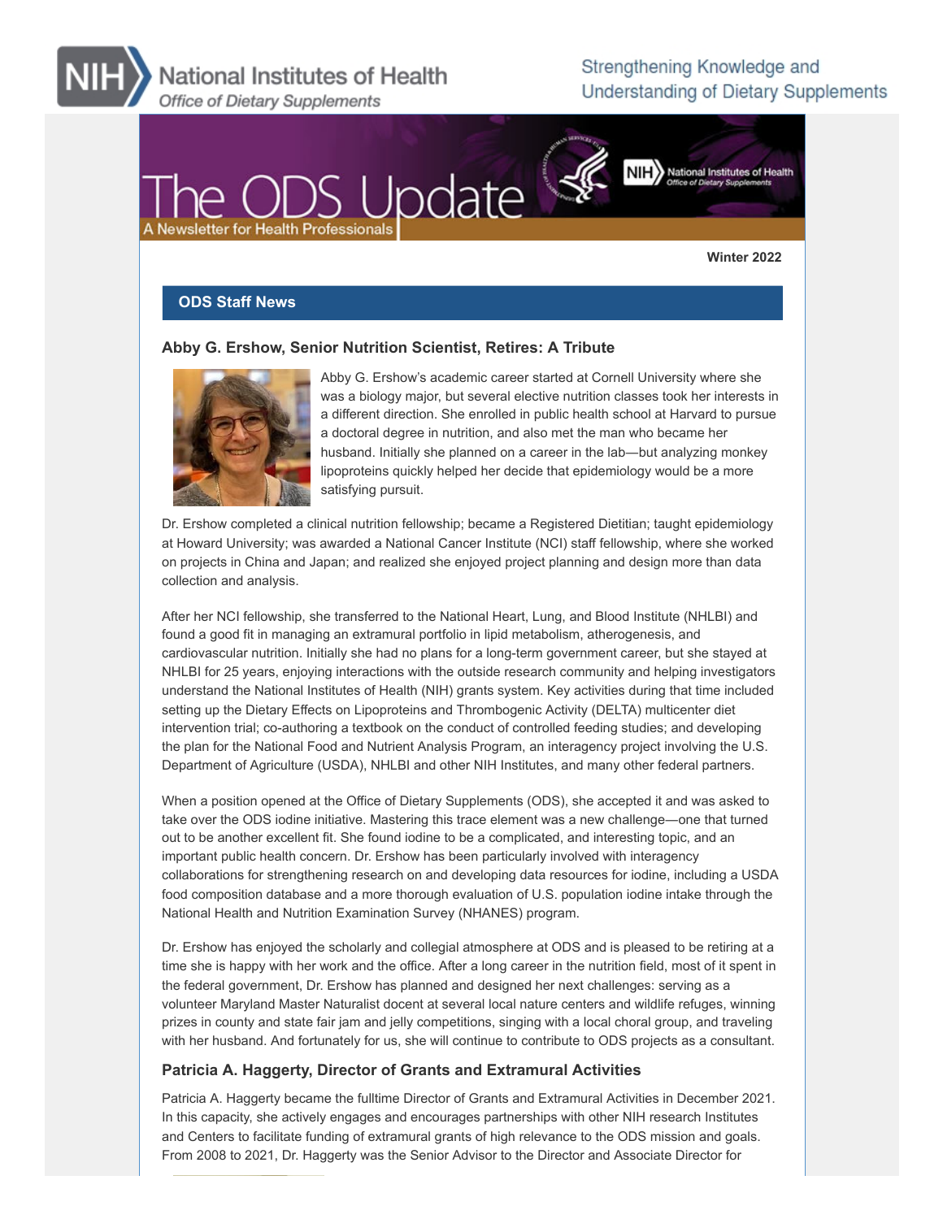National Institutes of Health
*Office of Dietary Supplements*

Strengthening Knowledge and Understanding of Dietary Supplements

# The ODS Update

A Newsletter for Health Professionals

**Winter 2022**

## ODS Staff News

### Abby G. Ershow, Senior Nutrition Scientist, Retires: A Tribute

Abby G. Ershow's academic career started at Cornell University where she was a biology major, but several elective nutrition classes took her interests in a different direction. She enrolled in public health school at Harvard to pursue a doctoral degree in nutrition, and also met the man who became her husband. Initially she planned on a career in the lab—but analyzing monkey lipoproteins quickly helped her decide that epidemiology would be a more satisfying pursuit.

Dr. Ershow completed a clinical nutrition fellowship; became a Registered Dietitian; taught epidemiology at Howard University; was awarded a National Cancer Institute (NCI) staff fellowship, where she worked on projects in China and Japan; and realized she enjoyed project planning and design more than data collection and analysis.

After her NCI fellowship, she transferred to the National Heart, Lung, and Blood Institute (NHLBI) and found a good fit in managing an extramural portfolio in lipid metabolism, atherogenesis, and cardiovascular nutrition. Initially she had no plans for a long-term government career, but she stayed at NHLBI for 25 years, enjoying interactions with the outside research community and helping investigators understand the National Institutes of Health (NIH) grants system. Key activities during that time included setting up the Dietary Effects on Lipoproteins and Thrombogenic Activity (DELTA) multicenter diet intervention trial; co-authoring a textbook on the conduct of controlled feeding studies; and developing the plan for the National Food and Nutrient Analysis Program, an interagency project involving the U.S. Department of Agriculture (USDA), NHLBI and other NIH Institutes, and many other federal partners.

When a position opened at the Office of Dietary Supplements (ODS), she accepted it and was asked to take over the ODS iodine initiative. Mastering this trace element was a new challenge—one that turned out to be another excellent fit. She found iodine to be a complicated, and interesting topic, and an important public health concern. Dr. Ershow has been particularly involved with interagency collaborations for strengthening research on and developing data resources for iodine, including a USDA food composition database and a more thorough evaluation of U.S. population iodine intake through the National Health and Nutrition Examination Survey (NHANES) program.

Dr. Ershow has enjoyed the scholarly and collegial atmosphere at ODS and is pleased to be retiring at a time she is happy with her work and the office. After a long career in the nutrition field, most of it spent in the federal government, Dr. Ershow has planned and designed her next challenges: serving as a volunteer Maryland Master Naturalist docent at several local nature centers and wildlife refuges, winning prizes in county and state fair jam and jelly competitions, singing with a local choral group, and traveling with her husband. And fortunately for us, she will continue to contribute to ODS projects as a consultant.

### Patricia A. Haggerty, Director of Grants and Extramural Activities

Patricia A. Haggerty became the fulltime Director of Grants and Extramural Activities in December 2021. In this capacity, she actively engages and encourages partnerships with other NIH research Institutes and Centers to facilitate funding of extramural grants of high relevance to the ODS mission and goals. From 2008 to 2021, Dr. Haggerty was the Senior Advisor to the Director and Associate Director for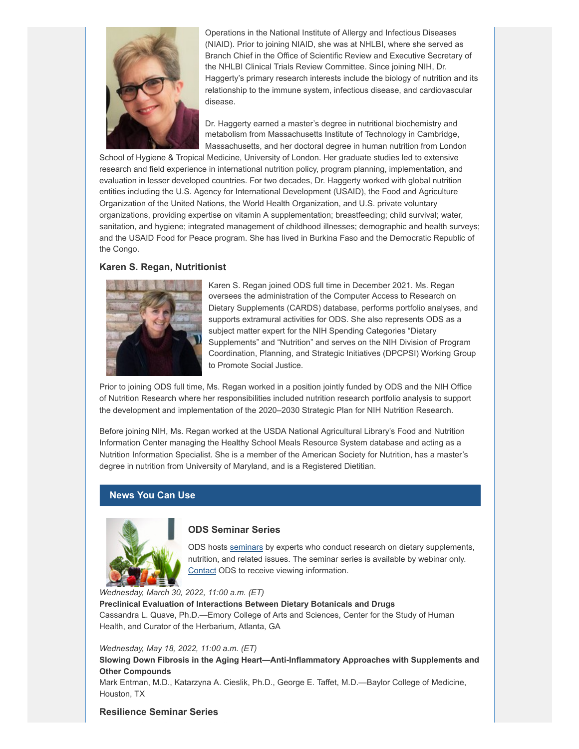Operations in the National Institute of Allergy and Infectious Diseases (NIAID). Prior to joining NIAID, she was at NHLBI, where she served as Branch Chief in the Office of Scientific Review and Executive Secretary of the NHLBI Clinical Trials Review Committee. Since joining NIH, Dr. Haggerty's primary research interests include the biology of nutrition and its relationship to the immune system, infectious disease, and cardiovascular disease.

Dr. Haggerty earned a master's degree in nutritional biochemistry and metabolism from Massachusetts Institute of Technology in Cambridge, Massachusetts, and her doctoral degree in human nutrition from London School of Hygiene & Tropical Medicine, University of London. Her graduate studies led to extensive research and field experience in international nutrition policy, program planning, implementation, and evaluation in lesser developed countries. For two decades, Dr. Haggerty worked with global nutrition entities including the U.S. Agency for International Development (USAID), the Food and Agriculture Organization of the United Nations, the World Health Organization, and U.S. private voluntary organizations, providing expertise on vitamin A supplementation; breastfeeding; child survival; water, sanitation, and hygiene; integrated management of childhood illnesses; demographic and health surveys; and the USAID Food for Peace program. She has lived in Burkina Faso and the Democratic Republic of the Congo.

### Karen S. Regan, Nutritionist

Karen S. Regan joined ODS full time in December 2021. Ms. Regan oversees the administration of the Computer Access to Research on Dietary Supplements (CARDS) database, performs portfolio analyses, and supports extramural activities for ODS. She also represents ODS as a subject matter expert for the NIH Spending Categories "Dietary Supplements" and "Nutrition" and serves on the NIH Division of Program Coordination, Planning, and Strategic Initiatives (DPCPSI) Working Group to Promote Social Justice.

Prior to joining ODS full time, Ms. Regan worked in a position jointly funded by ODS and the NIH Office of Nutrition Research where her responsibilities included nutrition research portfolio analysis to support the development and implementation of the 2020–2030 Strategic Plan for NIH Nutrition Research.

Before joining NIH, Ms. Regan worked at the USDA National Agricultural Library's Food and Nutrition Information Center managing the Healthy School Meals Resource System database and acting as a Nutrition Information Specialist. She is a member of the American Society for Nutrition, has a master's degree in nutrition from University of Maryland, and is a Registered Dietitian.

## News You Can Use

### ODS Seminar Series

ODS hosts seminars by experts who conduct research on dietary supplements, nutrition, and related issues. The seminar series is available by webinar only. Contact ODS to receive viewing information.

*Wednesday, March 30, 2022, 11:00 a.m. (ET)*
**Preclinical Evaluation of Interactions Between Dietary Botanicals and Drugs**
Cassandra L. Quave, Ph.D.—Emory College of Arts and Sciences, Center for the Study of Human Health, and Curator of the Herbarium, Atlanta, GA

*Wednesday, May 18, 2022, 11:00 a.m. (ET)*
**Slowing Down Fibrosis in the Aging Heart—Anti-Inflammatory Approaches with Supplements and Other Compounds**
Mark Entman, M.D., Katarzyna A. Cieslik, Ph.D., George E. Taffet, M.D.—Baylor College of Medicine, Houston, TX

### Resilience Seminar Series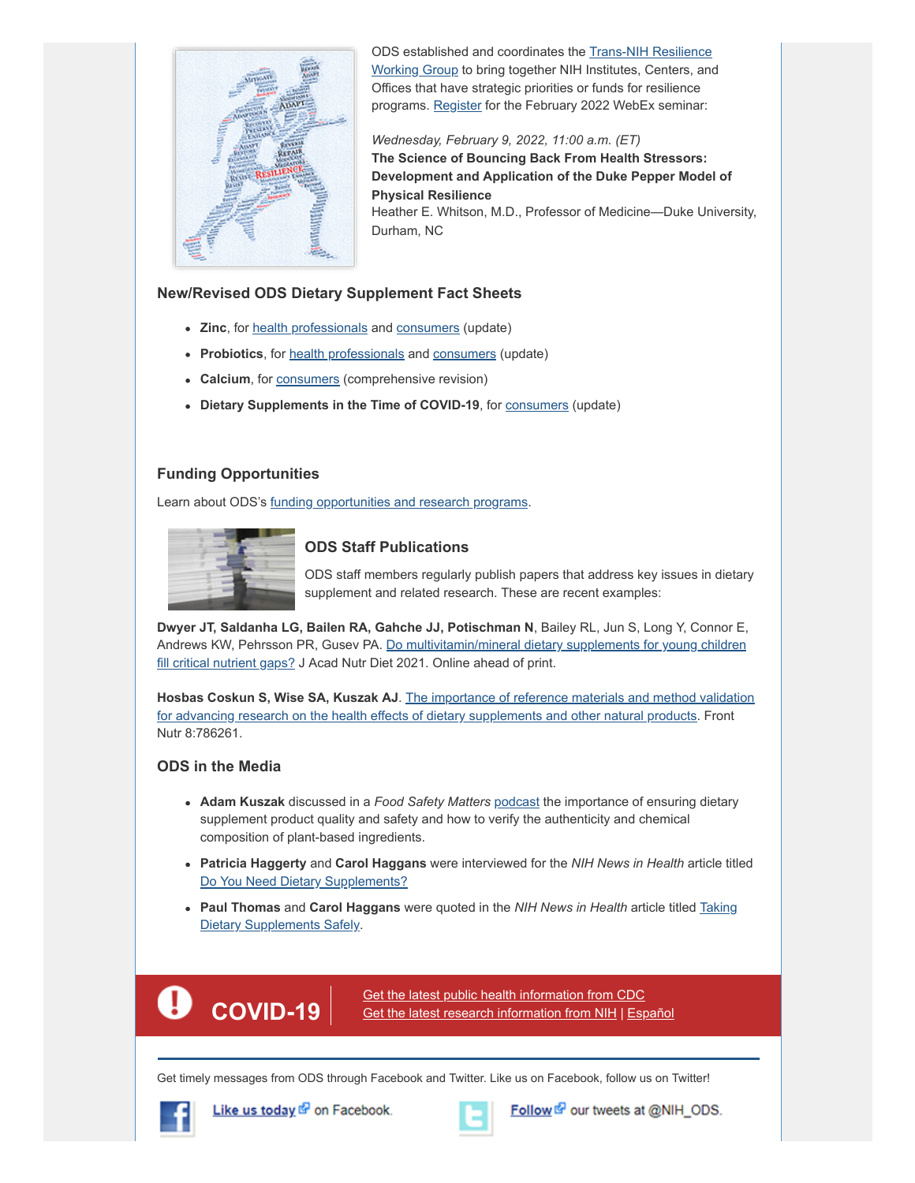ODS established and coordinates the Trans-NIH Resilience Working Group to bring together NIH Institutes, Centers, and Offices that have strategic priorities or funds for resilience programs. Register for the February 2022 WebEx seminar:

*Wednesday, February 9, 2022, 11:00 a.m. (ET)*
**The Science of Bouncing Back From Health Stressors: Development and Application of the Duke Pepper Model of Physical Resilience**
Heather E. Whitson, M.D., Professor of Medicine—Duke University, Durham, NC

### New/Revised ODS Dietary Supplement Fact Sheets

- **Zinc**, for health professionals and consumers (update)
- **Probiotics**, for health professionals and consumers (update)
- **Calcium**, for consumers (comprehensive revision)
- **Dietary Supplements in the Time of COVID-19**, for consumers (update)

### Funding Opportunities

Learn about ODS's funding opportunities and research programs.

### ODS Staff Publications

ODS staff members regularly publish papers that address key issues in dietary supplement and related research. These are recent examples:

**Dwyer JT, Saldanha LG, Bailen RA, Gahche JJ, Potischman N**, Bailey RL, Jun S, Long Y, Connor E, Andrews KW, Pehrsson PR, Gusev PA. Do multivitamin/mineral dietary supplements for young children fill critical nutrient gaps? J Acad Nutr Diet 2021. Online ahead of print.

**Hosbas Coskun S, Wise SA, Kuszak AJ**. The importance of reference materials and method validation for advancing research on the health effects of dietary supplements and other natural products. Front Nutr 8:786261.

### ODS in the Media

- **Adam Kuszak** discussed in a *Food Safety Matters* podcast the importance of ensuring dietary supplement product quality and safety and how to verify the authenticity and chemical composition of plant-based ingredients.
- **Patricia Haggerty** and **Carol Haggans** were interviewed for the *NIH News in Health* article titled Do You Need Dietary Supplements?
- **Paul Thomas** and **Carol Haggans** were quoted in the *NIH News in Health* article titled Taking Dietary Supplements Safely.

**COVID-19**

Get the latest public health information from CDC
Get the latest research information from NIH | Español

Get timely messages from ODS through Facebook and Twitter. Like us on Facebook, follow us on Twitter!

Like us today on Facebook.

Follow our tweets at @NIH_ODS.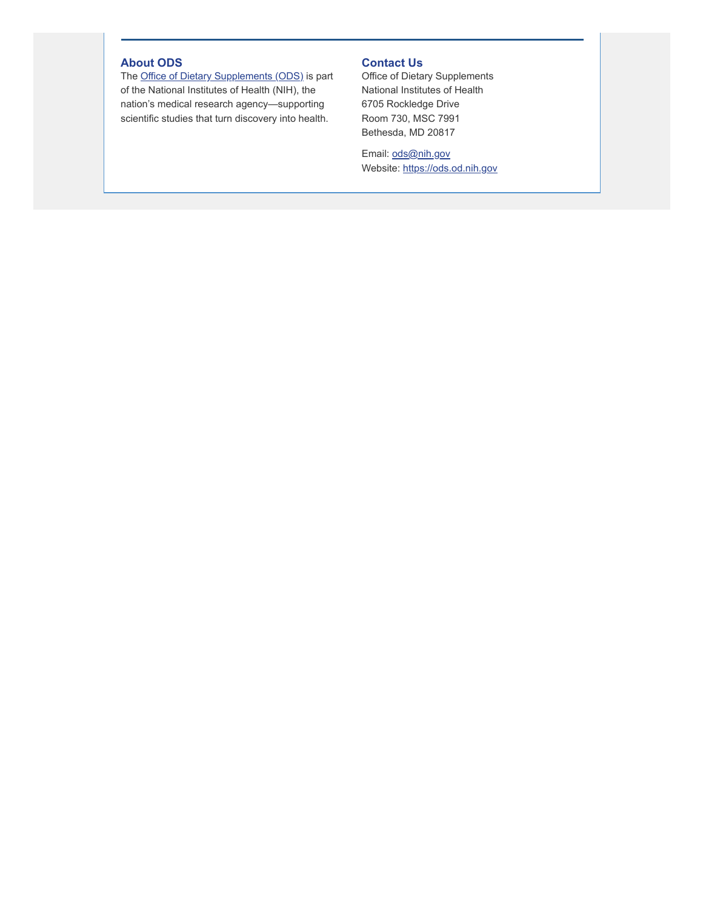## About ODS

The Office of Dietary Supplements (ODS) is part of the National Institutes of Health (NIH), the nation's medical research agency—supporting scientific studies that turn discovery into health.

## Contact Us

Office of Dietary Supplements
National Institutes of Health
6705 Rockledge Drive
Room 730, MSC 7991
Bethesda, MD 20817

Email: ods@nih.gov
Website: https://ods.od.nih.gov